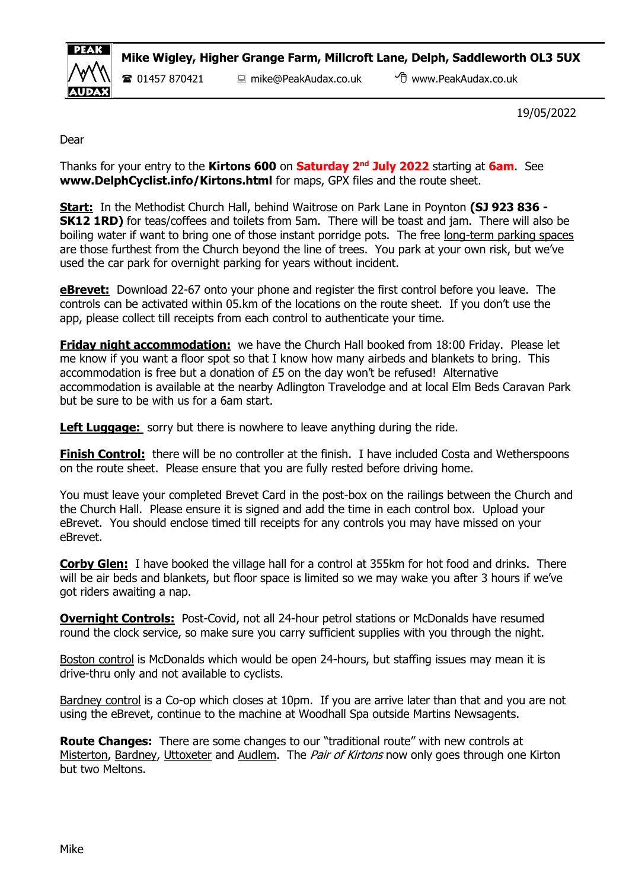**Mike Wigley, Higher Grange Farm, Millcroft Lane, Delph, Saddleworth OL3 5UX**

☎ 01457 870421 mike@PeakAudax.co.uk www.PeakAudax.co.uk

19/05/2022

Dear

Thanks for your entry to the **Kirtons 600** on **Saturday 2nd July 2022** starting at **6am**. See **www.DelphCyclist.info/Kirtons.html** for maps, GPX files and the route sheet.

**Start:** In the Methodist Church Hall, behind Waitrose on Park Lane in Poynton **(SJ 923 836 - SK12 1RD)** for teas/coffees and toilets from 5am. There will be toast and jam. There will also be boiling water if want to bring one of those instant porridge pots. The free long-term parking spaces are those furthest from the Church beyond the line of trees. You park at your own risk, but we've used the car park for overnight parking for years without incident.

**eBrevet:** Download 22-67 onto your phone and register the first control before you leave. The controls can be activated within 05.km of the locations on the route sheet. If you don't use the app, please collect till receipts from each control to authenticate your time.

**Friday night accommodation:** we have the Church Hall booked from 18:00 Friday. Please let me know if you want a floor spot so that I know how many airbeds and blankets to bring. This accommodation is free but a donation of £5 on the day won't be refused! Alternative accommodation is available at the nearby Adlington Travelodge and at local Elm Beds Caravan Park but be sure to be with us for a 6am start.

**Left Luggage:** sorry but there is nowhere to leave anything during the ride.

**Finish Control:** there will be no controller at the finish. I have included Costa and Wetherspoons on the route sheet. Please ensure that you are fully rested before driving home.

You must leave your completed Brevet Card in the post-box on the railings between the Church and the Church Hall. Please ensure it is signed and add the time in each control box. Upload your eBrevet. You should enclose timed till receipts for any controls you may have missed on your eBrevet.

**Corby Glen:** I have booked the village hall for a control at 355km for hot food and drinks. There will be air beds and blankets, but floor space is limited so we may wake you after 3 hours if we've got riders awaiting a nap.

**Overnight Controls:** Post-Covid, not all 24-hour petrol stations or McDonalds have resumed round the clock service, so make sure you carry sufficient supplies with you through the night.

Boston control is McDonalds which would be open 24-hours, but staffing issues may mean it is drive-thru only and not available to cyclists.

Bardney control is a Co-op which closes at 10pm. If you are arrive later than that and you are not using the eBrevet, continue to the machine at Woodhall Spa outside Martins Newsagents.

**Route Changes:** There are some changes to our "traditional route" with new controls at Misterton, Bardney, Uttoxeter and Audlem. The *Pair of Kirtons* now only goes through one Kirton but two Meltons.

Mike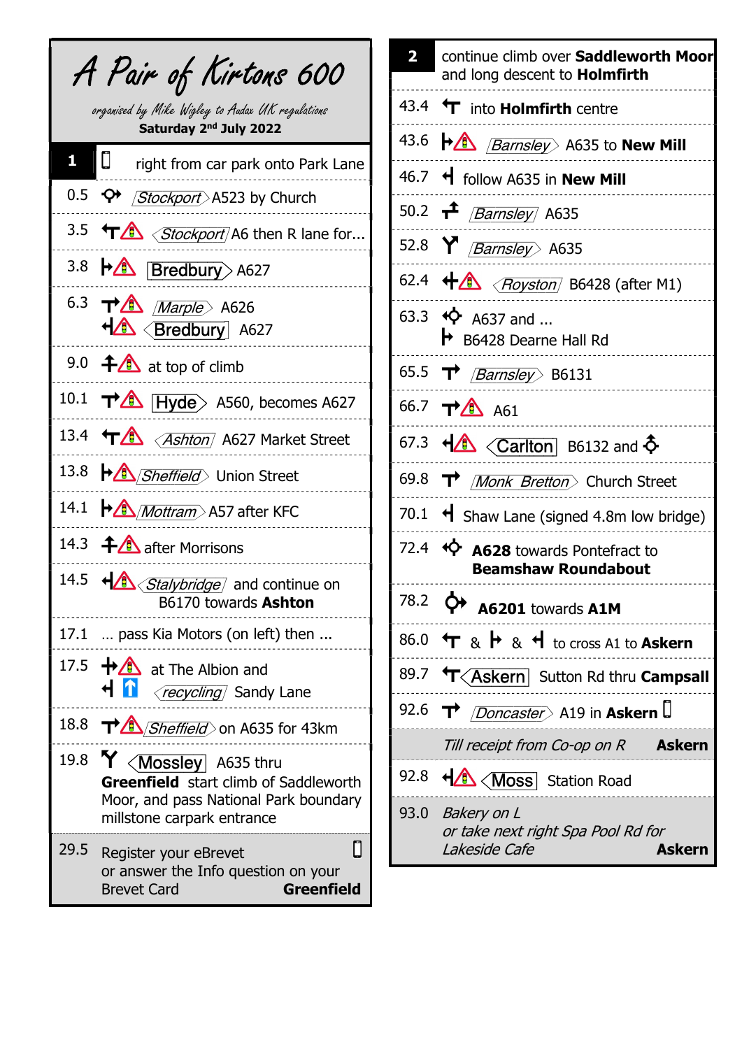# A Pair of Kirtons 600

*organised by Mike Wigley to Audax UK regulations*

**Saturday 2nd July 2022**

| Km | Directions |
|---|---|
| **1** | right from car park onto Park Lane |
| 0.5 | *Stockport* A523 by Church |
| 3.5 | *Stockport* A6 then R lane for... |
| 3.8 | Bredbury A627 |
| 6.3 | *Marple* A626 |
| | Bredbury A627 |
| 9.0 | at top of climb |
| 10.1 | Hyde A560, becomes A627 |
| 13.4 | *Ashton* A627 Market Street |
| 13.8 | *Sheffield* Union Street |
| 14.1 | *Mottram* A57 after KFC |
| 14.3 | after Morrisons |
| 14.5 | *Stalybridge* and continue on B6170 towards **Ashton** |
| 17.1 | … pass Kia Motors (on left) then … |
| 17.5 | at The Albion and |
| | *recycling* Sandy Lane |
| 18.8 | *Sheffield* on A635 for 43km |
| 19.8 | Mossley A635 thru **Greenfield** start climb of Saddleworth Moor, and pass National Park boundary millstone carpark entrance |
| 29.5 | Register your eBrevet or answer the Info question on your Brevet Card **Greenfield** |

| Km | Directions |
|---|---|
| **2** | continue climb over **Saddleworth Moor** and long descent to **Holmfirth** |
| 43.4 | into **Holmfirth** centre |
| 43.6 | *Barnsley* A635 to **New Mill** |
| 46.7 | follow A635 in **New Mill** |
| 50.2 | *Barnsley* A635 |
| 52.8 | *Barnsley* A635 |
| 62.4 | *Royston* B6428 (after M1) |
| 63.3 | A637 and ... |
| | B6428 Dearne Hall Rd |
| 65.5 | *Barnsley* B6131 |
| 66.7 | A61 |
| 67.3 | Carlton B6132 and |
| 69.8 | *Monk Bretton* Church Street |
| 70.1 | Shaw Lane (signed 4.8m low bridge) |
| 72.4 | **A628** towards Pontefract to **Beamshaw Roundabout** |
| 78.2 | **A6201** towards **A1M** |
| 86.0 | & & to cross A1 to **Askern** |
| 89.7 | Askern Sutton Rd thru **Campsall** |
| 92.6 | *Doncaster* A19 in **Askern** |
| | *Till receipt from Co-op on R* **Askern** |
| 92.8 | Moss Station Road |
| 93.0 | *Bakery on L or take next right Spa Pool Rd for Lakeside Cafe* **Askern** |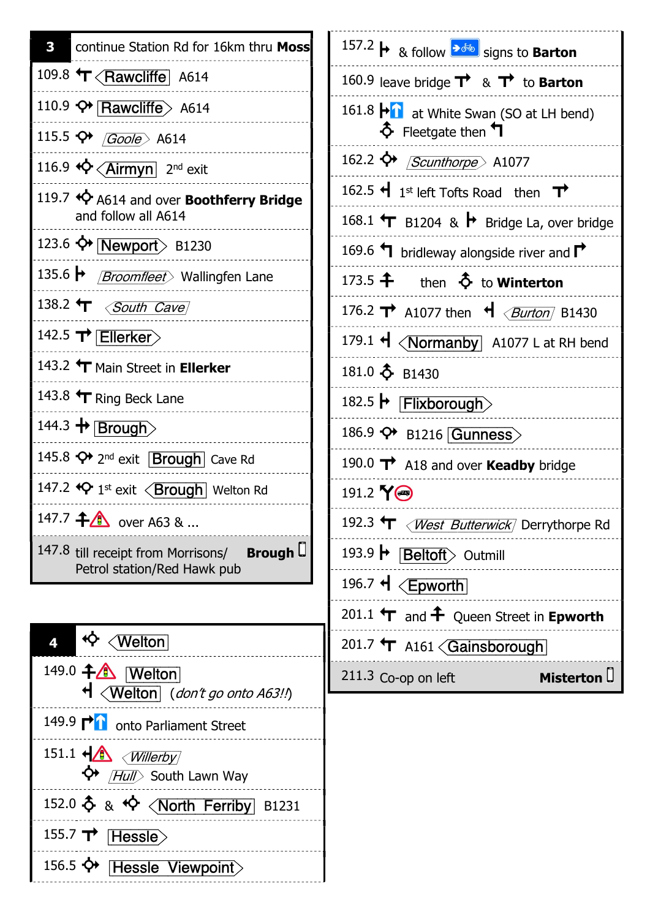| 3 | continue Station Rd for 16km thru **Moss** |
|---|---|
| 109.8 | Rawcliffe A614 |
| 110.9 | Rawcliffe A614 |
| 115.5 | *Goole* A614 |
| 116.9 | Airmyn 2nd exit |
| 119.7 | A614 and over **Boothferry Bridge** and follow all A614 |
| 123.6 | Newport B1230 |
| 135.6 | *Broomfleet* Wallingfen Lane |
| 138.2 | *South Cave* |
| 142.5 | Ellerker |
| 143.2 | Main Street in **Ellerker** |
| 143.8 | Ring Beck Lane |
| 144.3 | Brough |
| 145.8 | 2nd exit Brough Cave Rd |
| 147.2 | 1st exit Brough Welton Rd |
| 147.7 | over A63 & ... |
| 147.8 | till receipt from Morrisons/ Petrol station/Red Hawk pub **Brough** |

| 4 | Welton |
|---|---|
| 149.0 | Welton<br>Welton (*don't go onto A63!!*) |
| 149.9 | onto Parliament Street |
| 151.1 | *Willerby*<br>*Hull* South Lawn Way |
| 152.0 | & North Ferriby B1231 |
| 155.7 | Hessle |
| 156.5 | Hessle Viewpoint |
| 157.2 | & follow signs to **Barton** |
| 160.9 | leave bridge & to **Barton** |
| 161.8 | at White Swan (SO at LH bend)<br>Fleetgate then |
| 162.2 | *Scunthorpe* A1077 |
| 162.5 | 1st left Tofts Road then |
| 168.1 | B1204 & Bridge La, over bridge |
| 169.6 | bridleway alongside river and |
| 173.5 | then to **Winterton** |
| 176.2 | A1077 then *Burton* B1430 |
| 179.1 | Normanby A1077 L at RH bend |
| 181.0 | B1430 |
| 182.5 | Flixborough |
| 186.9 | B1216 Gunness |
| 190.0 | A18 and over **Keadby** bridge |
| 191.2 | |
| 192.3 | *West Butterwick* Derrythorpe Rd |
| 193.9 | Beltoft Outmill |
| 196.7 | Epworth |
| 201.1 | and Queen Street in **Epworth** |
| 201.7 | A161 Gainsborough |
| 211.3 | Co-op on left **Misterton** |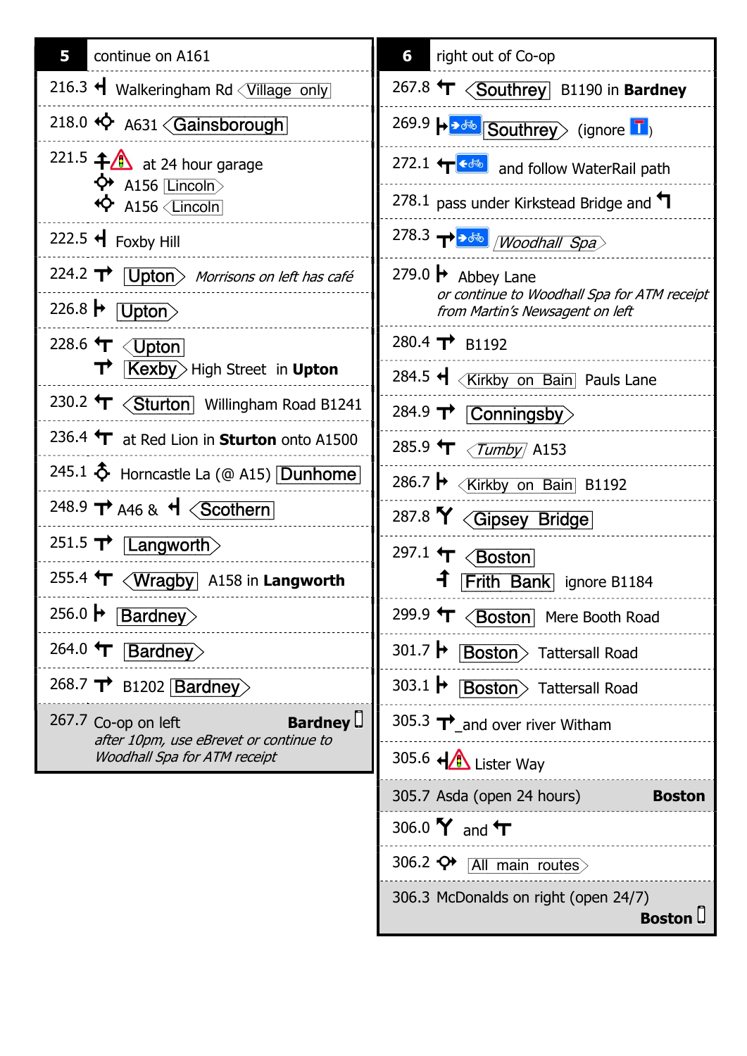| 5 | continue on A161 |
|---|---|
| 216.3 | Walkeringham Rd Village only |
| 218.0 | A631 Gainsborough |
| 221.5 | at 24 hour garage<br>A156 Lincoln<br>A156 Lincoln |
| 222.5 | Foxby Hill |
| 224.2 | Upton *Morrisons on left has café* |
| 226.8 | Upton |
| 228.6 | Upton<br>Kexby High Street in **Upton** |
| 230.2 | Sturton Willingham Road B1241 |
| 236.4 | at Red Lion in **Sturton** onto A1500 |
| 245.1 | Horncastle La (@ A15) Dunhome |
| 248.9 | A46 & Scothern |
| 251.5 | Langworth |
| 255.4 | Wragby A158 in **Langworth** |
| 256.0 | Bardney |
| 264.0 | Bardney |
| 268.7 | B1202 Bardney |
| 267.7 | Co-op on left **Bardney**<br>*after 10pm, use eBrevet or continue to Woodhall Spa for ATM receipt* |

| 6 | right out of Co-op |
|---|---|
| 267.8 | Southrey B1190 in **Bardney** |
| 269.9 | Southrey (ignore ) |
| 272.1 | and follow WaterRail path |
| 278.1 | pass under Kirkstead Bridge and |
| 278.3 | *Woodhall Spa* |
| 279.0 | Abbey Lane<br>*or continue to Woodhall Spa for ATM receipt from Martin's Newsagent on left* |
| 280.4 | B1192 |
| 284.5 | Kirkby on Bain Pauls Lane |
| 284.9 | Conningsby |
| 285.9 | *Tumby* A153 |
| 286.7 | Kirkby on Bain B1192 |
| 287.8 | Gipsey Bridge |
| 297.1 | Boston<br>Frith Bank ignore B1184 |
| 299.9 | Boston Mere Booth Road |
| 301.7 | Boston Tattersall Road |
| 303.1 | Boston Tattersall Road |
| 305.3 | and over river Witham |
| 305.6 | Lister Way |
| 305.7 | Asda (open 24 hours) **Boston** |
| 306.0 | and |
| 306.2 | All main routes |
| 306.3 | McDonalds on right (open 24/7) **Boston** |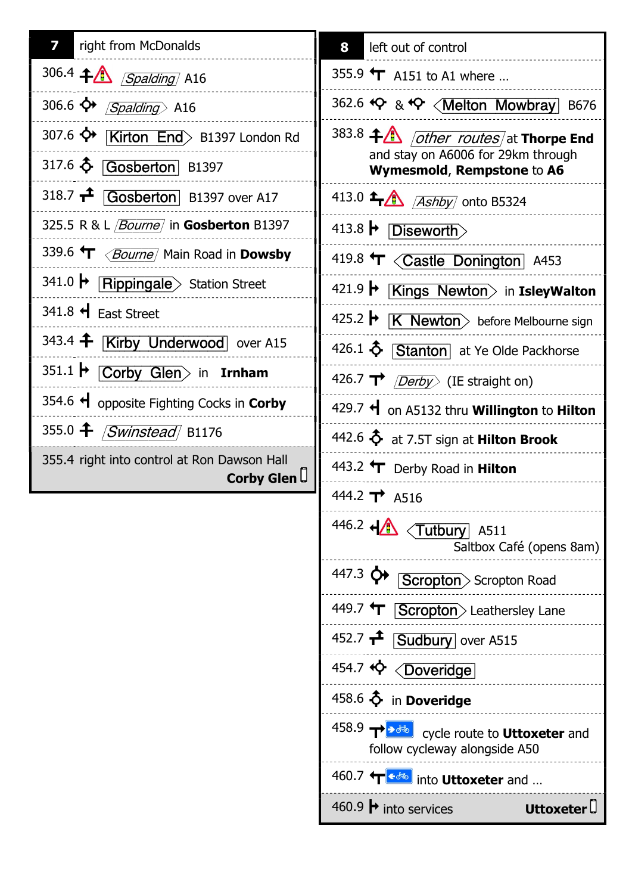| 7 | right from McDonalds |
|---|---|
| 306.4 | Spalding A16 |
| 306.6 | Spalding A16 |
| 307.6 | Kirton End B1397 London Rd |
| 317.6 | Gosberton B1397 |
| 318.7 | Gosberton B1397 over A17 |
| 325.5 | R & L Bourne in **Gosberton** B1397 |
| 339.6 | Bourne Main Road in **Dowsby** |
| 341.0 | Rippingale Station Street |
| 341.8 | East Street |
| 343.4 | Kirby Underwood over A15 |
| 351.1 | Corby Glen in **Irnham** |
| 354.6 | opposite Fighting Cocks in **Corby** |
| 355.0 | Swinstead B1176 |
| 355.4 | right into control at Ron Dawson Hall **Corby Glen** |

| 8 | left out of control |
|---|---|
| 355.9 | A151 to A1 where … |
| 362.6 | & Melton Mowbray B676 |
| 383.8 | other routes at **Thorpe End** and stay on A6006 for 29km through **Wymesmold**, **Rempstone** to **A6** |
| 413.0 | Ashby onto B5324 |
| 413.8 | Diseworth |
| 419.8 | Castle Donington A453 |
| 421.9 | Kings Newton in **IsleyWalton** |
| 425.2 | K Newton before Melbourne sign |
| 426.1 | Stanton at Ye Olde Packhorse |
| 426.7 | Derby (IE straight on) |
| 429.7 | on A5132 thru **Willington** to **Hilton** |
| 442.6 | at 7.5T sign at **Hilton Brook** |
| 443.2 | Derby Road in **Hilton** |
| 444.2 | A516 |
| 446.2 | Tutbury A511 Saltbox Café (opens 8am) |
| 447.3 | Scropton Scropton Road |
| 449.7 | Scropton Leathersley Lane |
| 452.7 | Sudbury over A515 |
| 454.7 | Doveridge |
| 458.6 | in **Doveridge** |
| 458.9 | cycle route to **Uttoxeter** and follow cycleway alongside A50 |
| 460.7 | into **Uttoxeter** and … |
| 460.9 | into services **Uttoxeter** |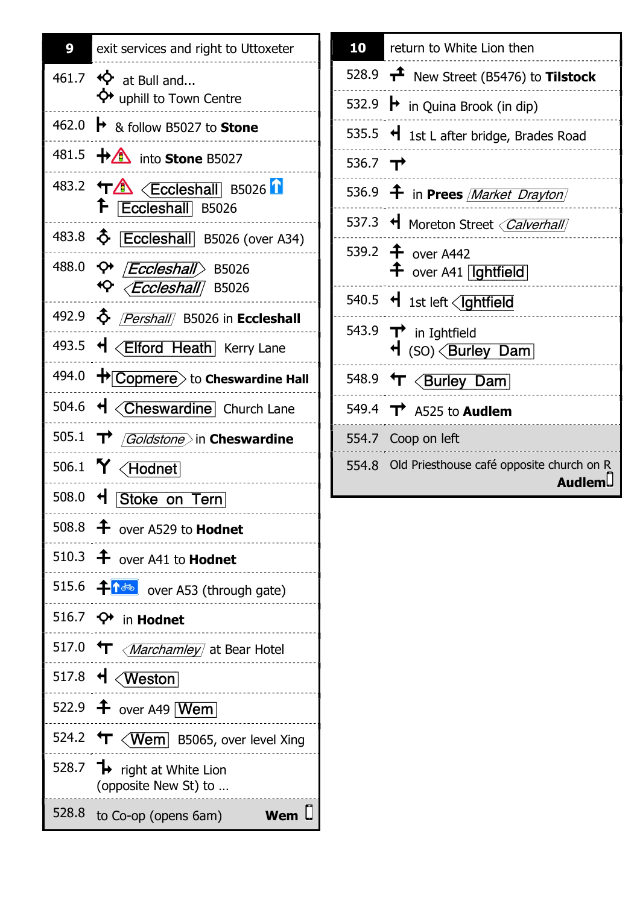| 9 | exit services and right to Uttoxeter |
|---|---|
| 461.7 | at Bull and... uphill to Town Centre |
| 462.0 | & follow B5027 to **Stone** |
| 481.5 | into **Stone** B5027 |
| 483.2 | Eccleshall B5026 / Eccleshall B5026 |
| 483.8 | Eccleshall B5026 (over A34) |
| 488.0 | *Eccleshall* B5026 / *Eccleshall* B5026 |
| 492.9 | *Pershall* B5026 in **Eccleshall** |
| 493.5 | Elford Heath Kerry Lane |
| 494.0 | Copmere to **Cheswardine Hall** |
| 504.6 | Cheswardine Church Lane |
| 505.1 | *Goldstone* in **Cheswardine** |
| 506.1 | Hodnet |
| 508.0 | Stoke on Tern |
| 508.8 | over A529 to **Hodnet** |
| 510.3 | over A41 to **Hodnet** |
| 515.6 | over A53 (through gate) |
| 516.7 | in **Hodnet** |
| 517.0 | *Marchamley* at Bear Hotel |
| 517.8 | Weston |
| 522.9 | over A49 Wem |
| 524.2 | Wem B5065, over level Xing |
| 528.7 | right at White Lion (opposite New St) to … |
| 528.8 | to Co-op (opens 6am) **Wem** |

| 10 | return to White Lion then |
|---|---|
| 528.9 | New Street (B5476) to **Tilstock** |
| 532.9 | in Quina Brook (in dip) |
| 535.5 | 1st L after bridge, Brades Road |
| 536.7 | |
| 536.9 | in **Prees** *Market Drayton* |
| 537.3 | Moreton Street *Calverhall* |
| 539.2 | over A442 / over A41 Ightfield |
| 540.5 | 1st left Ightfield |
| 543.9 | in Ightfield / (SO) Burley Dam |
| 548.9 | Burley Dam |
| 549.4 | A525 to **Audlem** |
| 554.7 | Coop on left |
| 554.8 | Old Priesthouse café opposite church on R **Audlem** |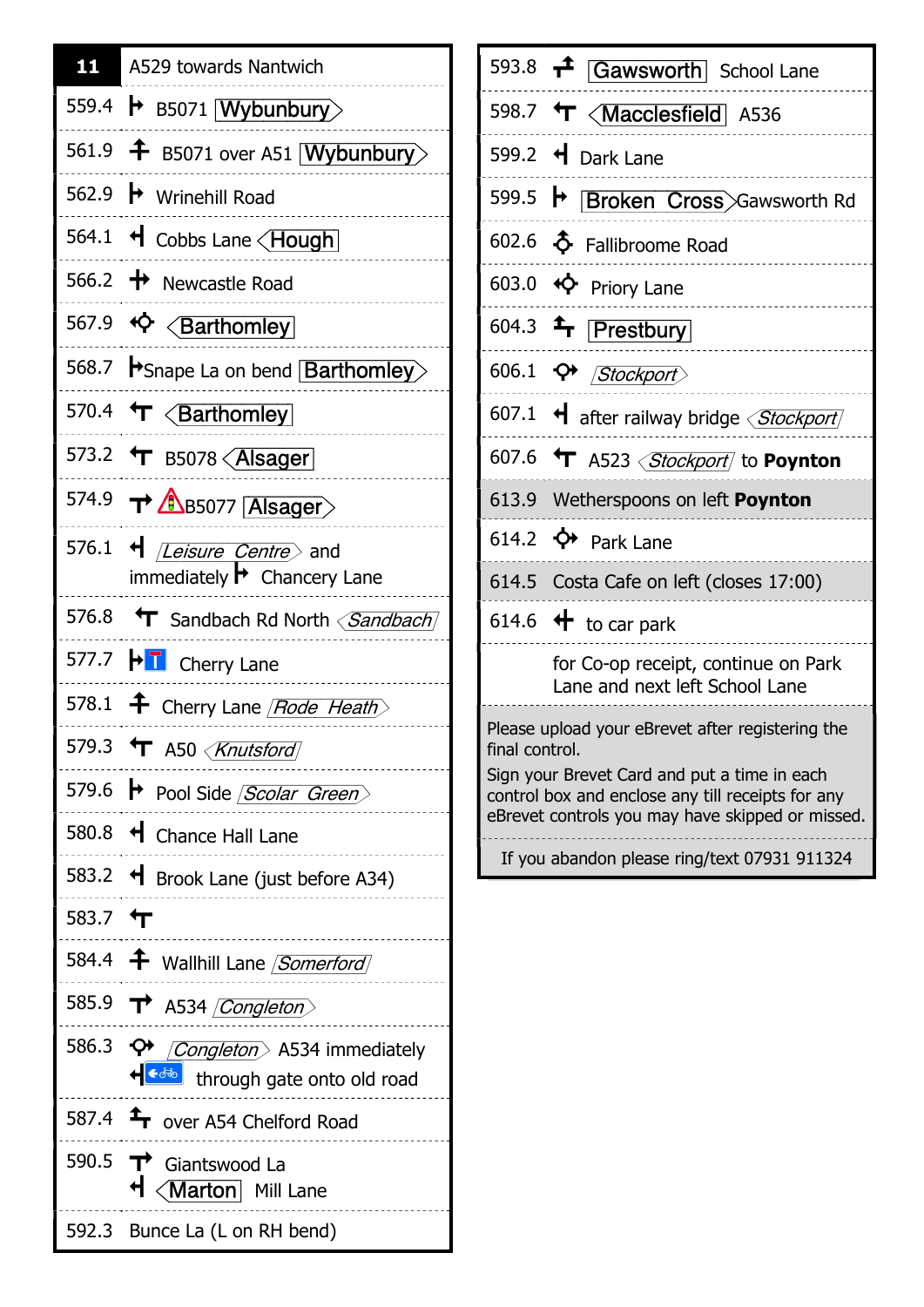| 11 | A529 towards Nantwich |
|---|---|
| 559.4 | B5071 Wybunbury |
| 561.9 | B5071 over A51 Wybunbury |
| 562.9 | Wrinehill Road |
| 564.1 | Cobbs Lane Hough |
| 566.2 | Newcastle Road |
| 567.9 | Barthomley |
| 568.7 | Snape La on bend Barthomley |
| 570.4 | Barthomley |
| 573.2 | B5078 Alsager |
| 574.9 | B5077 Alsager |
| 576.1 | *Leisure Centre* and immediately Chancery Lane |
| 576.8 | Sandbach Rd North *Sandbach* |
| 577.7 | Cherry Lane |
| 578.1 | Cherry Lane *Rode Heath* |
| 579.3 | A50 *Knutsford* |
| 579.6 | Pool Side *Scolar Green* |
| 580.8 | Chance Hall Lane |
| 583.2 | Brook Lane (just before A34) |
| 583.7 | |
| 584.4 | Wallhill Lane *Somerford* |
| 585.9 | A534 *Congleton* |
| 586.3 | *Congleton* A534 immediately through gate onto old road |
| 587.4 | over A54 Chelford Road |
| 590.5 | Giantswood La Marton Mill Lane |
| 592.3 | Bunce La (L on RH bend) |
| 593.8 | Gawsworth School Lane |
| 598.7 | Macclesfield A536 |
| 599.2 | Dark Lane |
| 599.5 | Broken Cross Gawsworth Rd |
| 602.6 | Fallibroome Road |
| 603.0 | Priory Lane |
| 604.3 | Prestbury |
| 606.1 | *Stockport* |
| 607.1 | after railway bridge *Stockport* |
| 607.6 | A523 *Stockport* to **Poynton** |
| 613.9 | Wetherspoons on left **Poynton** |
| 614.2 | Park Lane |
| 614.5 | Costa Cafe on left (closes 17:00) |
| 614.6 | to car park |
| | for Co-op receipt, continue on Park Lane and next left School Lane |

Please upload your eBrevet after registering the final control.

Sign your Brevet Card and put a time in each control box and enclose any till receipts for any eBrevet controls you may have skipped or missed.

If you abandon please ring/text 07931 911324